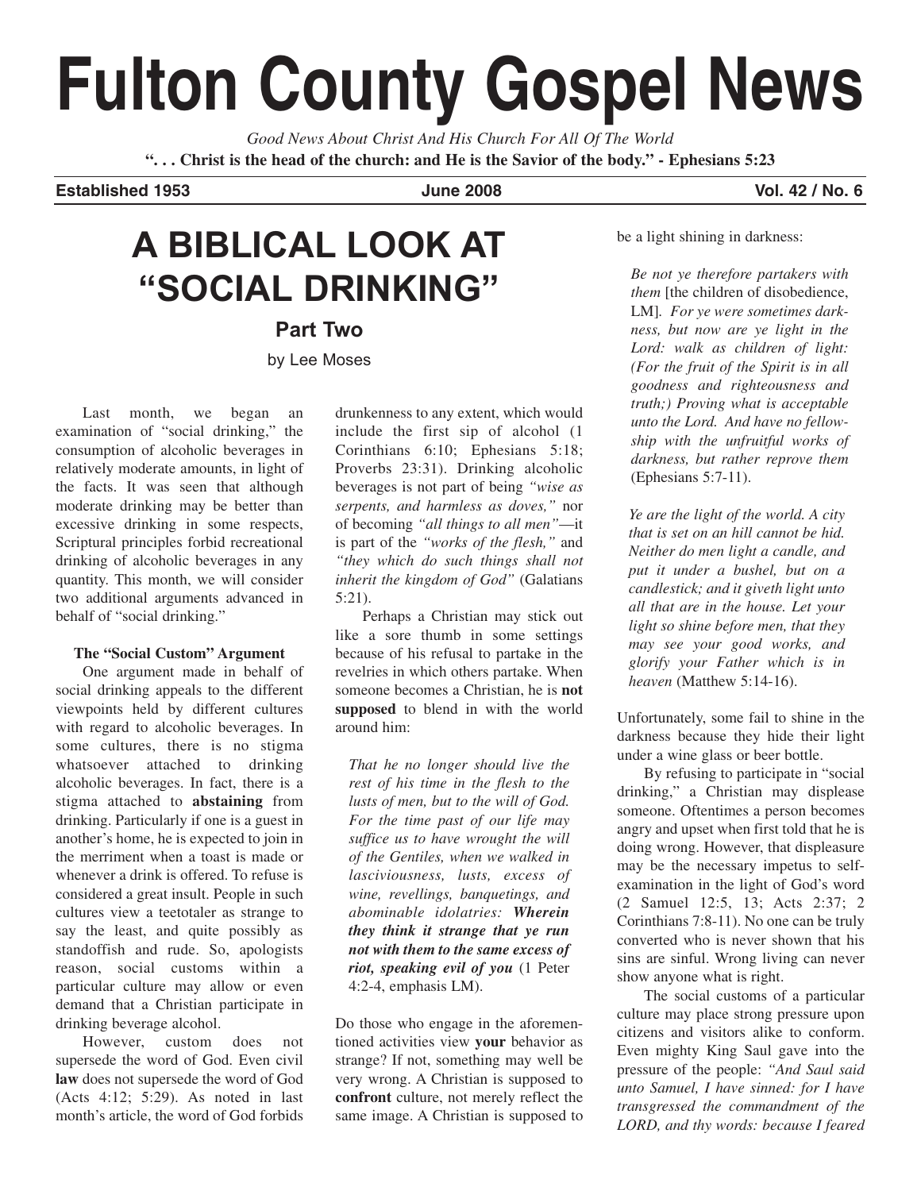# Fulton County Gospel News

*Good News About Christ And His Church For All Of The World*

**". . . Christ is the head of the church: and He is the Savior of the body." - Ephesians 5:23**

**Established 1953** **June 2008** **Vol. 42 / No. 6**

## A BIBLICAL LOOK AT "SOCIAL DRINKING"

### Part Two

by Lee Moses

Last month, we began an examination of "social drinking," the consumption of alcoholic beverages in relatively moderate amounts, in light of the facts. It was seen that although moderate drinking may be better than excessive drinking in some respects, Scriptural principles forbid recreational drinking of alcoholic beverages in any quantity. This month, we will consider two additional arguments advanced in behalf of "social drinking."

**The "Social Custom" Argument**

One argument made in behalf of social drinking appeals to the different viewpoints held by different cultures with regard to alcoholic beverages. In some cultures, there is no stigma whatsoever attached to drinking alcoholic beverages. In fact, there is a stigma attached to **abstaining** from drinking. Particularly if one is a guest in another's home, he is expected to join in the merriment when a toast is made or whenever a drink is offered. To refuse is considered a great insult. People in such cultures view a teetotaler as strange to say the least, and quite possibly as standoffish and rude. So, apologists reason, social customs within a particular culture may allow or even demand that a Christian participate in drinking beverage alcohol.

However, custom does not supersede the word of God. Even civil **law** does not supersede the word of God (Acts 4:12; 5:29). As noted in last month's article, the word of God forbids drunkenness to any extent, which would include the first sip of alcohol (1 Corinthians 6:10; Ephesians 5:18; Proverbs 23:31). Drinking alcoholic beverages is not part of being *"wise as serpents, and harmless as doves,"* nor of becoming *"all things to all men"*—it is part of the *"works of the flesh,"* and *"they which do such things shall not inherit the kingdom of God"* (Galatians 5:21).

Perhaps a Christian may stick out like a sore thumb in some settings because of his refusal to partake in the revelries in which others partake. When someone becomes a Christian, he is **not supposed** to blend in with the world around him:

> *That he no longer should live the rest of his time in the flesh to the lusts of men, but to the will of God. For the time past of our life may suffice us to have wrought the will of the Gentiles, when we walked in lasciviousness, lusts, excess of wine, revellings, banquetings, and abominable idolatries:* ***Wherein they think it strange that ye run not with them to the same excess of riot, speaking evil of you*** (1 Peter 4:2-4, emphasis LM).

Do those who engage in the aforementioned activities view **your** behavior as strange? If not, something may well be very wrong. A Christian is supposed to **confront** culture, not merely reflect the same image. A Christian is supposed to be a light shining in darkness:

> *Be not ye therefore partakers with them* [the children of disobedience, LM]*. For ye were sometimes darkness, but now are ye light in the Lord: walk as children of light: (For the fruit of the Spirit is in all goodness and righteousness and truth;) Proving what is acceptable unto the Lord. And have no fellowship with the unfruitful works of darkness, but rather reprove them* (Ephesians 5:7-11).

> *Ye are the light of the world. A city that is set on an hill cannot be hid. Neither do men light a candle, and put it under a bushel, but on a candlestick; and it giveth light unto all that are in the house. Let your light so shine before men, that they may see your good works, and glorify your Father which is in heaven* (Matthew 5:14-16).

Unfortunately, some fail to shine in the darkness because they hide their light under a wine glass or beer bottle.

By refusing to participate in "social drinking," a Christian may displease someone. Oftentimes a person becomes angry and upset when first told that he is doing wrong. However, that displeasure may be the necessary impetus to self-examination in the light of God's word (2 Samuel 12:5, 13; Acts 2:37; 2 Corinthians 7:8-11). No one can be truly converted who is never shown that his sins are sinful. Wrong living can never show anyone what is right.

The social customs of a particular culture may place strong pressure upon citizens and visitors alike to conform. Even mighty King Saul gave into the pressure of the people: *"And Saul said unto Samuel, I have sinned: for I have transgressed the commandment of the LORD, and thy words: because I feared*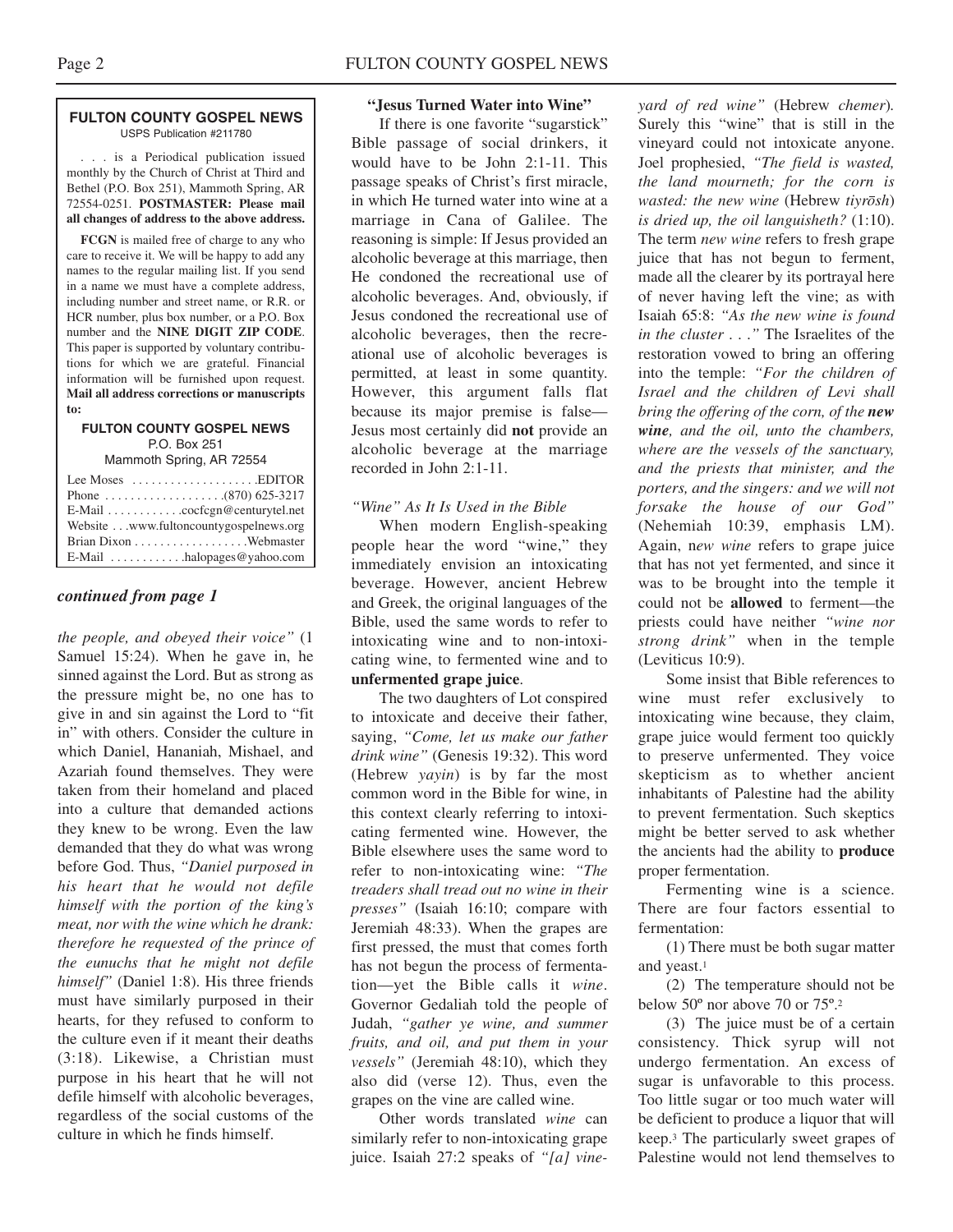**FULTON COUNTY GOSPEL NEWS**
USPS Publication #211780

. . . is a Periodical publication issued monthly by the Church of Christ at Third and Bethel (P.O. Box 251), Mammoth Spring, AR 72554-0251. **POSTMASTER: Please mail all changes of address to the above address.**

**FCGN** is mailed free of charge to any who care to receive it. We will be happy to add any names to the regular mailing list. If you send in a name we must have a complete address, including number and street name, or R.R. or HCR number, plus box number, or a P.O. Box number and the **NINE DIGIT ZIP CODE**. This paper is supported by voluntary contributions for which we are grateful. Financial information will be furnished upon request. **Mail all address corrections or manuscripts to:**

**FULTON COUNTY GOSPEL NEWS**
P.O. Box 251
Mammoth Spring, AR 72554

Lee Moses . . . . . . . . . . . . . . . . . . .EDITOR
Phone . . . . . . . . . . . . . . . . . .(870) 625-3217
E-Mail . . . . . . . . . . . .cocfcgn@centurytel.net
Website . . .www.fultoncountygospelnews.org
Brian Dixon . . . . . . . . . . . . . . . . . .Webmaster
E-Mail . . . . . . . . . . . .halopages@yahoo.com

***continued from page 1***

*the people, and obeyed their voice"* (1 Samuel 15:24). When he gave in, he sinned against the Lord. But as strong as the pressure might be, no one has to give in and sin against the Lord to "fit in" with others. Consider the culture in which Daniel, Hananiah, Mishael, and Azariah found themselves. They were taken from their homeland and placed into a culture that demanded actions they knew to be wrong. Even the law demanded that they do what was wrong before God. Thus, *"Daniel purposed in his heart that he would not defile himself with the portion of the king's meat, nor with the wine which he drank: therefore he requested of the prince of the eunuchs that he might not defile himself"* (Daniel 1:8). His three friends must have similarly purposed in their hearts, for they refused to conform to the culture even if it meant their deaths (3:18). Likewise, a Christian must purpose in his heart that he will not defile himself with alcoholic beverages, regardless of the social customs of the culture in which he finds himself.

## "Jesus Turned Water into Wine"

If there is one favorite "sugarstick" Bible passage of social drinkers, it would have to be John 2:1-11. This passage speaks of Christ's first miracle, in which He turned water into wine at a marriage in Cana of Galilee. The reasoning is simple: If Jesus provided an alcoholic beverage at this marriage, then He condoned the recreational use of alcoholic beverages. And, obviously, if Jesus condoned the recreational use of alcoholic beverages, then the recreational use of alcoholic beverages is permitted, at least in some quantity. However, this argument falls flat because its major premise is false—Jesus most certainly did **not** provide an alcoholic beverage at the marriage recorded in John 2:1-11.

### *"Wine" As It Is Used in the Bible*

When modern English-speaking people hear the word "wine," they immediately envision an intoxicating beverage. However, ancient Hebrew and Greek, the original languages of the Bible, used the same words to refer to intoxicating wine and to non-intoxicating wine, to fermented wine and to **unfermented grape juice**.

The two daughters of Lot conspired to intoxicate and deceive their father, saying, *"Come, let us make our father drink wine"* (Genesis 19:32). This word (Hebrew *yayin*) is by far the most common word in the Bible for wine, in this context clearly referring to intoxicating fermented wine. However, the Bible elsewhere uses the same word to refer to non-intoxicating wine: *"The treaders shall tread out no wine in their presses"* (Isaiah 16:10; compare with Jeremiah 48:33). When the grapes are first pressed, the must that comes forth has not begun the process of fermentation—yet the Bible calls it *wine*. Governor Gedaliah told the people of Judah, *"gather ye wine, and summer fruits, and oil, and put them in your vessels"* (Jeremiah 48:10), which they also did (verse 12). Thus, even the grapes on the vine are called wine.

Other words translated *wine* can similarly refer to non-intoxicating grape juice. Isaiah 27:2 speaks of *"[a] vineyard of red wine"* (Hebrew *chemer*). Surely this "wine" that is still in the vineyard could not intoxicate anyone. Joel prophesied, *"The field is wasted, the land mourneth; for the corn is wasted: the new wine* (Hebrew *tiyrōsh*) *is dried up, the oil languisheth?* (1:10). The term *new wine* refers to fresh grape juice that has not begun to ferment, made all the clearer by its portrayal here of never having left the vine; as with Isaiah 65:8: *"As the new wine is found in the cluster . . ."* The Israelites of the restoration vowed to bring an offering into the temple: *"For the children of Israel and the children of Levi shall bring the offering of the corn, of the* ***new wine****, and the oil, unto the chambers, where are the vessels of the sanctuary, and the priests that minister, and the porters, and the singers: and we will not forsake the house of our God"* (Nehemiah 10:39, emphasis LM). Again, n*ew wine* refers to grape juice that has not yet fermented, and since it was to be brought into the temple it could not be **allowed** to ferment—the priests could have neither *"wine nor strong drink"* when in the temple (Leviticus 10:9).

Some insist that Bible references to wine must refer exclusively to intoxicating wine because, they claim, grape juice would ferment too quickly to preserve unfermented. They voice skepticism as to whether ancient inhabitants of Palestine had the ability to prevent fermentation. Such skeptics might be better served to ask whether the ancients had the ability to **produce** proper fermentation.

Fermenting wine is a science. There are four factors essential to fermentation:

(1) There must be both sugar matter and yeast.[1]

(2) The temperature should not be below 50º nor above 70 or 75º.[2]

(3) The juice must be of a certain consistency. Thick syrup will not undergo fermentation. An excess of sugar is unfavorable to this process. Too little sugar or too much water will be deficient to produce a liquor that will keep.[3] The particularly sweet grapes of Palestine would not lend themselves to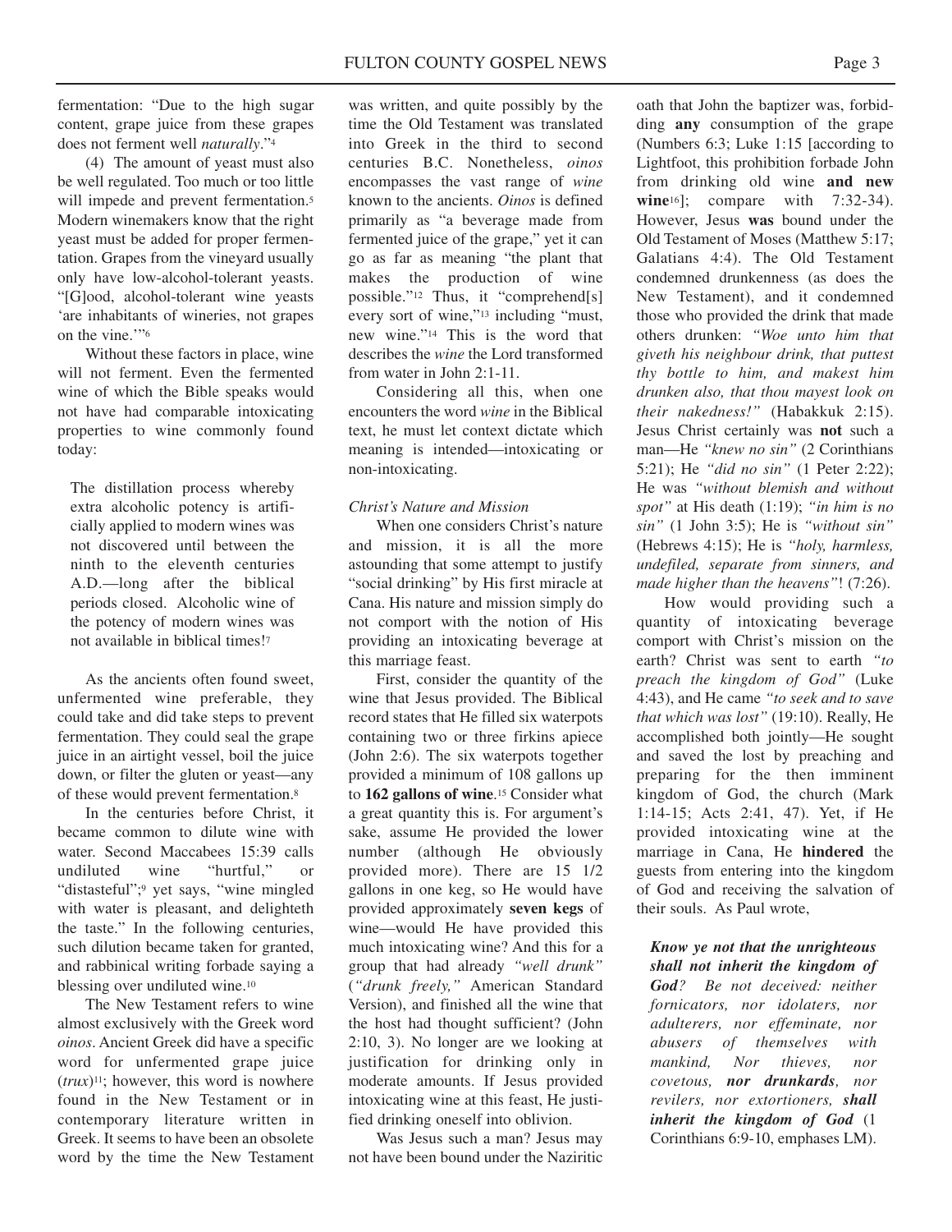fermentation: "Due to the high sugar content, grape juice from these grapes does not ferment well *naturally*."[4]

(4) The amount of yeast must also be well regulated. Too much or too little will impede and prevent fermentation.[5] Modern winemakers know that the right yeast must be added for proper fermentation. Grapes from the vineyard usually only have low-alcohol-tolerant yeasts. "[G]ood, alcohol-tolerant wine yeasts 'are inhabitants of wineries, not grapes on the vine.'"[6]

Without these factors in place, wine will not ferment. Even the fermented wine of which the Bible speaks would not have had comparable intoxicating properties to wine commonly found today:

> The distillation process whereby extra alcoholic potency is artificially applied to modern wines was not discovered until between the ninth to the eleventh centuries A.D.—long after the biblical periods closed. Alcoholic wine of the potency of modern wines was not available in biblical times![7]

As the ancients often found sweet, unfermented wine preferable, they could take and did take steps to prevent fermentation. They could seal the grape juice in an airtight vessel, boil the juice down, or filter the gluten or yeast—any of these would prevent fermentation.[8]

In the centuries before Christ, it became common to dilute wine with water. Second Maccabees 15:39 calls undiluted wine "hurtful," or "distasteful";[9] yet says, "wine mingled with water is pleasant, and delighteth the taste." In the following centuries, such dilution became taken for granted, and rabbinical writing forbade saying a blessing over undiluted wine.[10]

The New Testament refers to wine almost exclusively with the Greek word *oinos*. Ancient Greek did have a specific word for unfermented grape juice (*trux*)[11]; however, this word is nowhere found in the New Testament or in contemporary literature written in Greek. It seems to have been an obsolete word by the time the New Testament was written, and quite possibly by the time the Old Testament was translated into Greek in the third to second centuries B.C. Nonetheless, *oinos* encompasses the vast range of *wine* known to the ancients. *Oinos* is defined primarily as "a beverage made from fermented juice of the grape," yet it can go as far as meaning "the plant that makes the production of wine possible."[12] Thus, it "comprehend[s] every sort of wine,"[13] including "must, new wine."[14] This is the word that describes the *wine* the Lord transformed from water in John 2:1-11.

Considering all this, when one encounters the word *wine* in the Biblical text, he must let context dictate which meaning is intended—intoxicating or non-intoxicating.

*Christ's Nature and Mission*

When one considers Christ's nature and mission, it is all the more astounding that some attempt to justify "social drinking" by His first miracle at Cana. His nature and mission simply do not comport with the notion of His providing an intoxicating beverage at this marriage feast.

First, consider the quantity of the wine that Jesus provided. The Biblical record states that He filled six waterpots containing two or three firkins apiece (John 2:6). The six waterpots together provided a minimum of 108 gallons up to **162 gallons of wine**.[15] Consider what a great quantity this is. For argument's sake, assume He provided the lower number (although He obviously provided more). There are 15 1/2 gallons in one keg, so He would have provided approximately **seven kegs** of wine—would He have provided this much intoxicating wine? And this for a group that had already *"well drunk"* (*"drunk freely,"* American Standard Version), and finished all the wine that the host had thought sufficient? (John 2:10, 3). No longer are we looking at justification for drinking only in moderate amounts. If Jesus provided intoxicating wine at this feast, He justified drinking oneself into oblivion.

Was Jesus such a man? Jesus may not have been bound under the Naziritic oath that John the baptizer was, forbidding **any** consumption of the grape (Numbers 6:3; Luke 1:15 [according to Lightfoot, this prohibition forbade John from drinking old wine **and new wine**[16]]; compare with 7:32-34). However, Jesus **was** bound under the Old Testament of Moses (Matthew 5:17; Galatians 4:4). The Old Testament condemned drunkenness (as does the New Testament), and it condemned those who provided the drink that made others drunken: *"Woe unto him that giveth his neighbour drink, that puttest thy bottle to him, and makest him drunken also, that thou mayest look on their nakedness!"* (Habakkuk 2:15). Jesus Christ certainly was **not** such a man—He *"knew no sin"* (2 Corinthians 5:21); He *"did no sin"* (1 Peter 2:22); He was *"without blemish and without spot"* at His death (1:19); *"in him is no sin"* (1 John 3:5); He is *"without sin"* (Hebrews 4:15); He is *"holy, harmless, undefiled, separate from sinners, and made higher than the heavens"*! (7:26).

How would providing such a quantity of intoxicating beverage comport with Christ's mission on the earth? Christ was sent to earth *"to preach the kingdom of God"* (Luke 4:43), and He came *"to seek and to save that which was lost"* (19:10). Really, He accomplished both jointly—He sought and saved the lost by preaching and preparing for the then imminent kingdom of God, the church (Mark 1:14-15; Acts 2:41, 47). Yet, if He provided intoxicating wine at the marriage in Cana, He **hindered** the guests from entering into the kingdom of God and receiving the salvation of their souls. As Paul wrote,

> ***Know ye not that the unrighteous shall not inherit the kingdom of God****? Be not deceived: neither fornicators, nor idolaters, nor adulterers, nor effeminate, nor abusers of themselves with mankind, Nor thieves, nor covetous,* ***nor drunkards****, nor revilers, nor extortioners,* ***shall inherit the kingdom of God*** (1 Corinthians 6:9-10, emphases LM).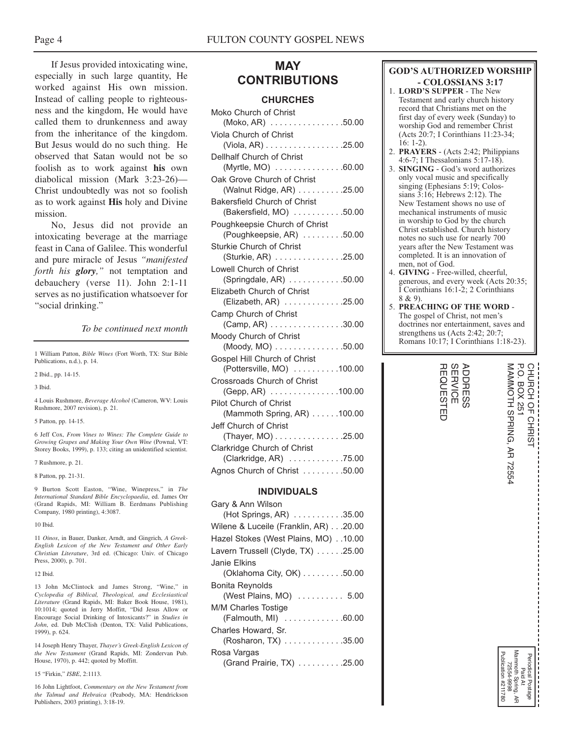If Jesus provided intoxicating wine, especially in such large quantity, He worked against His own mission. Instead of calling people to righteousness and the kingdom, He would have called them to drunkenness and away from the inheritance of the kingdom. But Jesus would do no such thing. He observed that Satan would not be so foolish as to work against **his** own diabolical mission (Mark 3:23-26)—Christ undoubtedly was not so foolish as to work against **His** holy and Divine mission.

No, Jesus did not provide an intoxicating beverage at the marriage feast in Cana of Galilee. This wonderful and pure miracle of Jesus *"manifested forth his **glory**,"* not temptation and debauchery (verse 11). John 2:1-11 serves as no justification whatsoever for "social drinking."

*To be continued next month*

---

1 William Patton, *Bible Wines* (Fort Worth, TX: Star Bible Publications, n.d.), p. 14.

2 Ibid., pp. 14-15.

3 Ibid.

4 Louis Rushmore, *Beverage Alcohol* (Cameron, WV: Louis Rushmore, 2007 revision), p. 21.

5 Patton, pp. 14-15.

6 Jeff Cox, *From Vines to Wines: The Complete Guide to Growing Grapes and Making Your Own Wine* (Pownal, VT: Storey Books, 1999), p. 133; citing an unidentified scientist.

7 Rushmore, p. 21.

8 Patton, pp. 21-31.

9 Burton Scott Easton, "Wine, Winepress," in *The International Standard Bible Encyclopaedia*, ed. James Orr (Grand Rapids, MI: William B. Eerdmans Publishing Company, 1980 printing), 4:3087.

10 Ibid.

11 *Oinos*, in Bauer, Danker, Arndt, and Gingrich, *A Greek-English Lexicon of the New Testament and Other Early Christian Literature*, 3rd ed. (Chicago: Univ. of Chicago Press, 2000), p. 701.

12 Ibid.

13 John McClintock and James Strong, "Wine," in *Cyclopedia of Biblical, Theological, and Ecclesiastical Literature* (Grand Rapids, MI: Baker Book House, 1981), 10:1014; quoted in Jerry Moffitt, "Did Jesus Allow or Encourage Social Drinking of Intoxicants?" in *Studies in John*, ed. Dub McClish (Denton, TX: Valid Publications, 1999), p. 624.

14 Joseph Henry Thayer, *Thayer's Greek-English Lexicon of the New Testament* (Grand Rapids, MI: Zondervan Pub. House, 1970), p. 442; quoted by Moffitt.

15 "Firkin," *ISBE*, 2:1113.

16 John Lightfoot, *Commentary on the New Testament from the Talmud and Hebraica* (Peabody, MA: Hendrickson Publishers, 2003 printing), 3:18-19.

## MAY CONTRIBUTIONS

### CHURCHES

Moko Church of Christ (Moko, AR) . . . . . . . . . . . . . . . .50.00
Viola Church of Christ (Viola, AR) . . . . . . . . . . . . . . . . .25.00
Dellhalf Church of Christ (Myrtle, MO) . . . . . . . . . . . . . .60.00
Oak Grove Church of Christ (Walnut Ridge, AR) . . . . . . . . .25.00
Bakersfield Church of Christ (Bakersfield, MO) . . . . . . . . . .50.00
Poughkeepsie Church of Christ (Poughkeepsie, AR) . . . . . . . .50.00
Sturkie Church of Christ (Sturkie, AR) . . . . . . . . . . . . . .25.00
Lowell Church of Christ (Springdale, AR) . . . . . . . . . . . .50.00
Elizabeth Church of Christ (Elizabeth, AR) . . . . . . . . . . . .25.00
Camp Church of Christ (Camp, AR) . . . . . . . . . . . . . . . .30.00
Moody Church of Christ (Moody, MO) . . . . . . . . . . . . . . .50.00
Gospel Hill Church of Christ (Pottersville, MO) . . . . . . . . .100.00
Crossroads Church of Christ (Gepp, AR) . . . . . . . . . . . . . .100.00
Pilot Church of Christ (Mammoth Spring, AR) . . . . . .100.00
Jeff Church of Christ (Thayer, MO) . . . . . . . . . . . . . . .25.00
Clarkridge Church of Christ (Clarkridge, AR) . . . . . . . . . . .75.00
Agnos Church of Christ . . . . . . . . .50.00

### INDIVIDUALS

Gary & Ann Wilson (Hot Springs, AR) . . . . . . . . . . .35.00
Wilene & Luceile (Franklin, AR) . . .20.00
Hazel Stokes (West Plains, MO) . .10.00
Lavern Trussell (Clyde, TX) . . . . . .25.00
Janie Elkins (Oklahoma City, OK) . . . . . . . . .50.00
Bonita Reynolds (West Plains, MO) . . . . . . . . . . 5.00
M/M Charles Tostige (Falmouth, MI) . . . . . . . . . . . .60.00
Charles Howard, Sr. (Rosharon, TX) . . . . . . . . . . . . .35.00
Rosa Vargas (Grand Prairie, TX) . . . . . . . . . .25.00

## GOD'S AUTHORIZED WORSHIP - COLOSSIANS 3:17

1. **LORD'S SUPPER** - The New Testament and early church history record that Christians met on the first day of every week (Sunday) to worship God and remember Christ (Acts 20:7; I Corinthians 11:23-34; 16: 1-2).
2. **PRAYERS** - (Acts 2:42; Philippians 4:6-7; I Thessalonians 5:17-18).
3. **SINGING** - God's word authorizes only vocal music and specifically singing (Ephesians 5:19; Colossians 3:16; Hebrews 2:12). The New Testament shows no use of mechanical instruments of music in worship to God by the church Christ established. Church history notes no such use for nearly 700 years after the New Testament was completed. It is an innovation of men, not of God.
4. **GIVING** - Free-willed, cheerful, generous, and every week (Acts 20:35; I Corinthians 16:1-2; 2 Corinthians 8 & 9).
5. **PREACHING OF THE WORD** - The gospel of Christ, not men's doctrines nor entertainment, saves and strengthens us (Acts 2:42; 20:7; Romans 10:17; I Corinthians 1:18-23).

CHURCH OF CHRIST
P.O. BOX 251
MAMMOTH SPRING, AR 72554

ADDRESS SERVICE REQUESTED

Periodical Postage Paid At Mammoth Spring, AR 72554-9998 Publication #211780